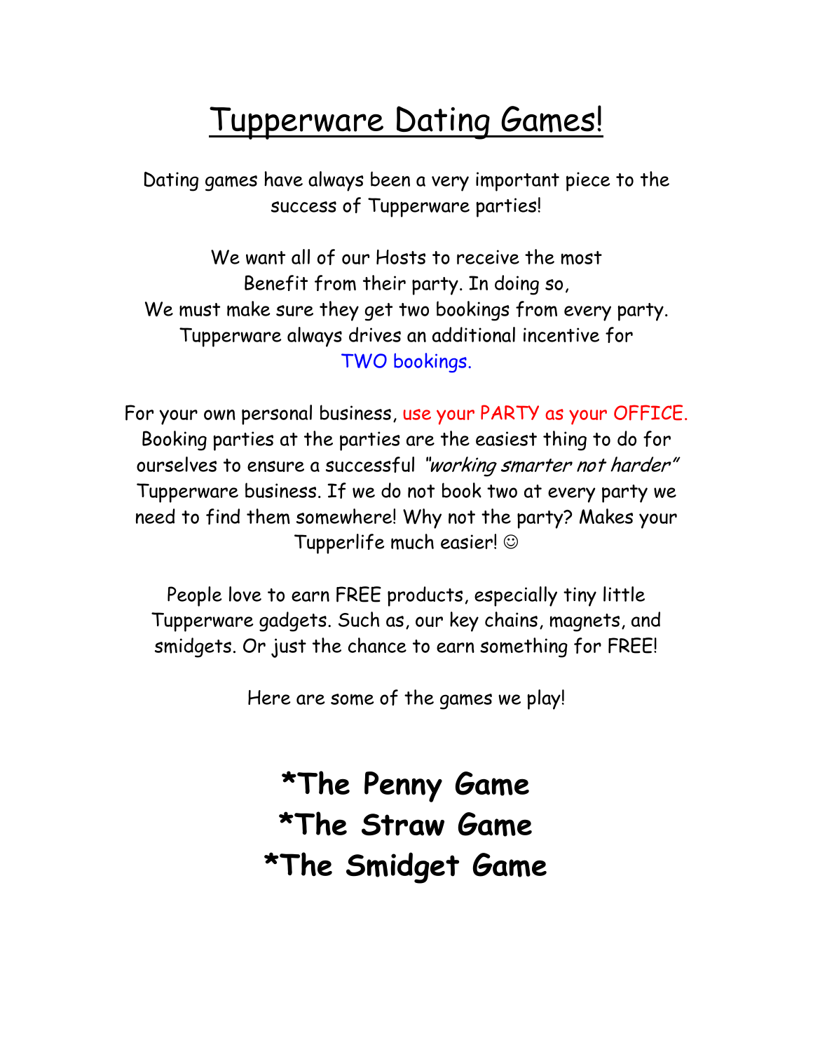# Tupperware Dating Games!

Dating games have always been a very important piece to the success of Tupperware parties!

We want all of our Hosts to receive the most Benefit from their party. In doing so, We must make sure they get two bookings from every party. Tupperware always drives an additional incentive for TWO bookings.

For your own personal business, use your PARTY as your OFFICE. Booking parties at the parties are the easiest thing to do for ourselves to ensure a successful *"working smarter not harder"* Tupperware business. If we do not book two at every party we need to find them somewhere! Why not the party? Makes your Tupperlife much easier! ☺

People love to earn FREE products, especially tiny little Tupperware gadgets. Such as, our key chains, magnets, and smidgets. Or just the chance to earn something for FREE!

Here are some of the games we play!

**\*The Penny Game**
**\*The Straw Game**
**\*The Smidget Game**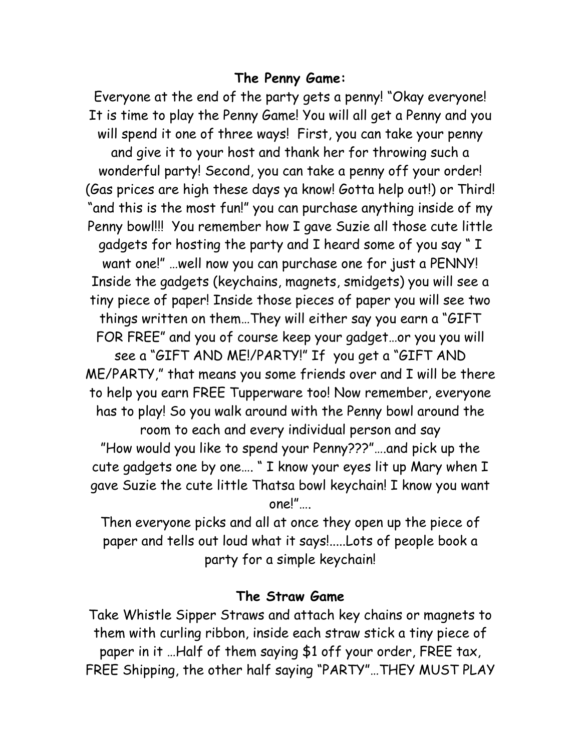**The Penny Game:**

Everyone at the end of the party gets a penny! "Okay everyone! It is time to play the Penny Game! You will all get a Penny and you will spend it one of three ways! First, you can take your penny and give it to your host and thank her for throwing such a wonderful party! Second, you can take a penny off your order! (Gas prices are high these days ya know! Gotta help out!) or Third! "and this is the most fun!" you can purchase anything inside of my Penny bowl!!! You remember how I gave Suzie all those cute little gadgets for hosting the party and I heard some of you say " I want one!" …well now you can purchase one for just a PENNY! Inside the gadgets (keychains, magnets, smidgets) you will see a tiny piece of paper! Inside those pieces of paper you will see two things written on them…They will either say you earn a "GIFT FOR FREE" and you of course keep your gadget…or you you will see a "GIFT AND ME!/PARTY!" If you get a "GIFT AND ME/PARTY," that means you some friends over and I will be there to help you earn FREE Tupperware too! Now remember, everyone has to play! So you walk around with the Penny bowl around the room to each and every individual person and say "How would you like to spend your Penny???"….and pick up the cute gadgets one by one…. " I know your eyes lit up Mary when I gave Suzie the cute little Thatsa bowl keychain! I know you want one!"….

Then everyone picks and all at once they open up the piece of paper and tells out loud what it says!.....Lots of people book a party for a simple keychain!

**The Straw Game**

Take Whistle Sipper Straws and attach key chains or magnets to them with curling ribbon, inside each straw stick a tiny piece of paper in it …Half of them saying $1 off your order, FREE tax, FREE Shipping, the other half saying "PARTY"…THEY MUST PLAY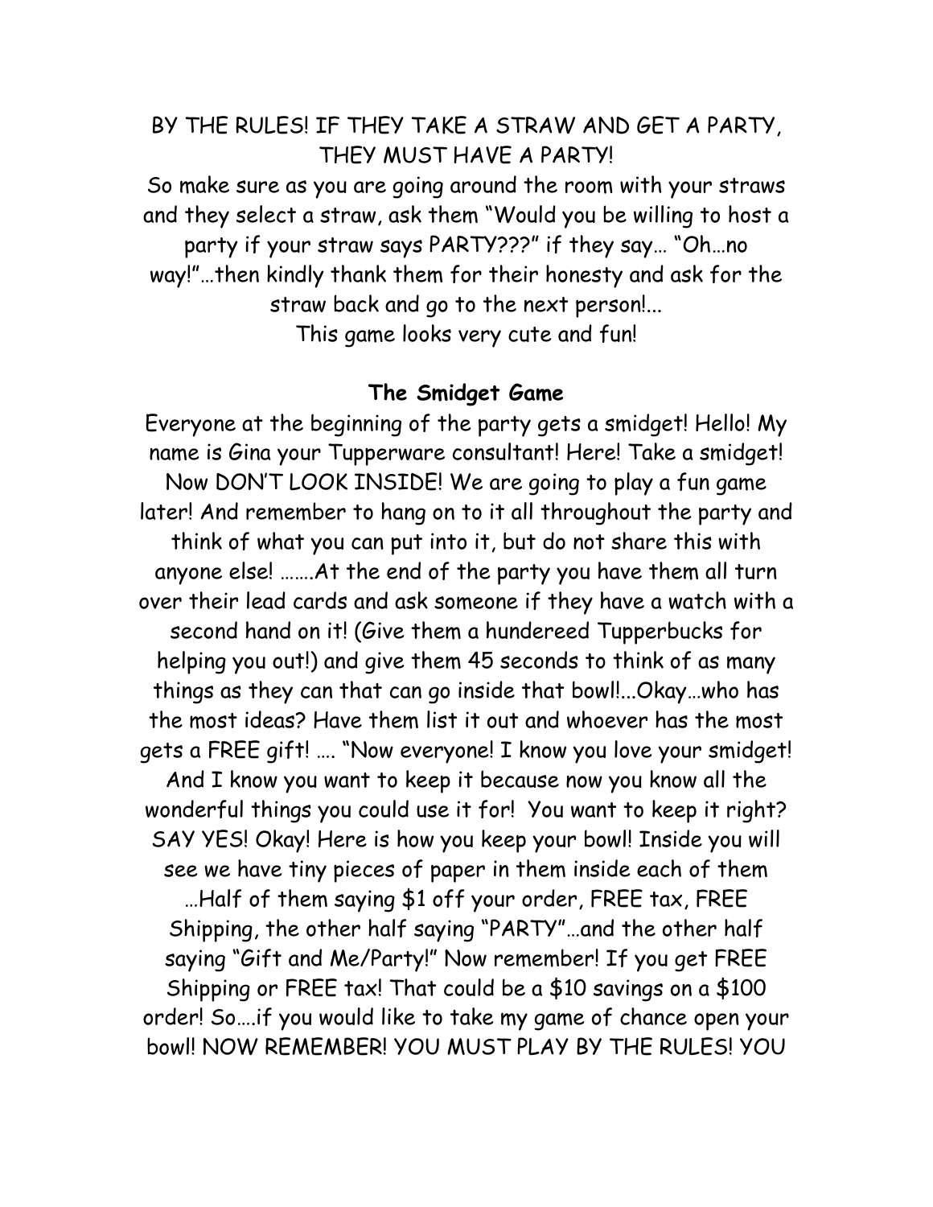BY THE RULES! IF THEY TAKE A STRAW AND GET A PARTY, THEY MUST HAVE A PARTY!

So make sure as you are going around the room with your straws and they select a straw, ask them "Would you be willing to host a party if your straw says PARTY???" if they say… "Oh…no way!"…then kindly thank them for their honesty and ask for the straw back and go to the next person!...

This game looks very cute and fun!

**The Smidget Game**

Everyone at the beginning of the party gets a smidget! Hello! My name is Gina your Tupperware consultant! Here! Take a smidget! Now DON'T LOOK INSIDE! We are going to play a fun game later! And remember to hang on to it all throughout the party and think of what you can put into it, but do not share this with anyone else! …….At the end of the party you have them all turn over their lead cards and ask someone if they have a watch with a second hand on it! (Give them a hundereed Tupperbucks for helping you out!) and give them 45 seconds to think of as many things as they can that can go inside that bowl!...Okay…who has the most ideas? Have them list it out and whoever has the most gets a FREE gift! …. "Now everyone! I know you love your smidget! And I know you want to keep it because now you know all the wonderful things you could use it for! You want to keep it right? SAY YES! Okay! Here is how you keep your bowl! Inside you will see we have tiny pieces of paper in them inside each of them …Half of them saying $1 off your order, FREE tax, FREE Shipping, the other half saying "PARTY"…and the other half saying "Gift and Me/Party!" Now remember! If you get FREE Shipping or FREE tax! That could be a $10 savings on a $100 order! So….if you would like to take my game of chance open your bowl! NOW REMEMBER! YOU MUST PLAY BY THE RULES! YOU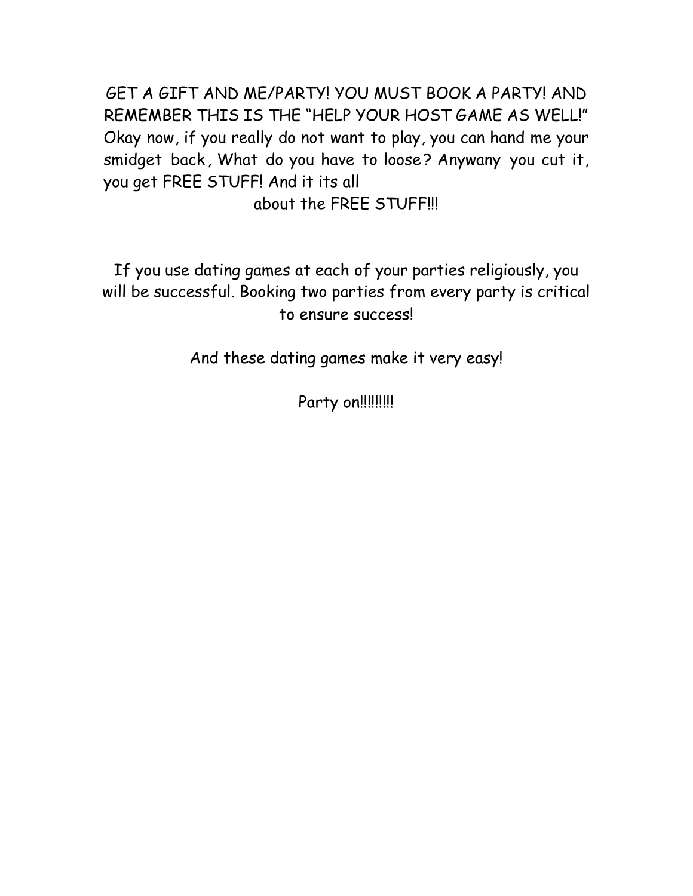GET A GIFT AND ME/PARTY! YOU MUST BOOK A PARTY! AND REMEMBER THIS IS THE "HELP YOUR HOST GAME AS WELL!" Okay now, if you really do not want to play, you can hand me your smidget back, What do you have to loose? Anywany you cut it, you get FREE STUFF! And it its all about the FREE STUFF!!!

If you use dating games at each of your parties religiously, you will be successful. Booking two parties from every party is critical to ensure success!

And these dating games make it very easy!

Party on!!!!!!!!!